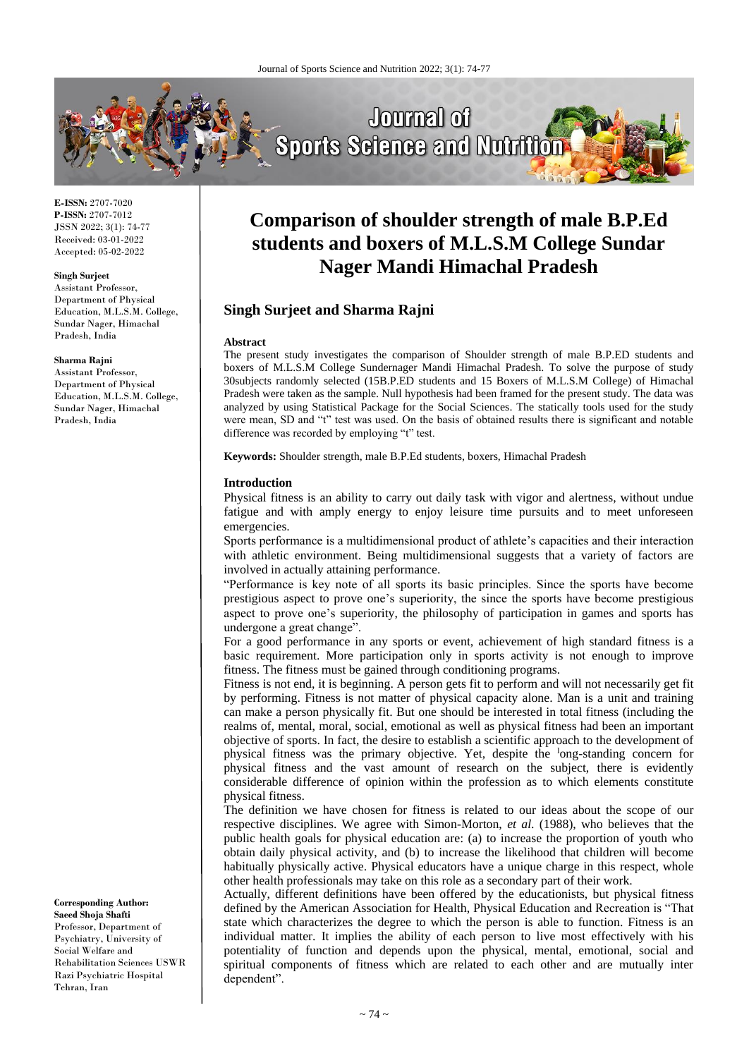**E-ISSN:** 2707-7020
**P-ISSN:** 2707-7012
JSSN 2022; 3(1): 74-77
Received: 03-01-2022
Accepted: 05-02-2022

**Singh Surjeet**
Assistant Professor, Department of Physical Education, M.L.S.M. College, Sundar Nager, Himachal Pradesh, India

**Sharma Rajni**
Assistant Professor, Department of Physical Education, M.L.S.M. College, Sundar Nager, Himachal Pradesh, India

**Corresponding Author:**
**Saeed Shoja Shafti**
Professor, Department of Psychiatry, University of Social Welfare and Rehabilitation Sciences USWR Razi Psychiatric Hospital Tehran, Iran

# Comparison of shoulder strength of male B.P.Ed students and boxers of M.L.S.M College Sundar Nager Mandi Himachal Pradesh

## Singh Surjeet and Sharma Rajni

### Abstract

The present study investigates the comparison of Shoulder strength of male B.P.ED students and boxers of M.L.S.M College Sundernager Mandi Himachal Pradesh. To solve the purpose of study 30subjects randomly selected (15B.P.ED students and 15 Boxers of M.L.S.M College) of Himachal Pradesh were taken as the sample. Null hypothesis had been framed for the present study. The data was analyzed by using Statistical Package for the Social Sciences. The statically tools used for the study were mean, SD and "t" test was used. On the basis of obtained results there is significant and notable difference was recorded by employing "t" test.

**Keywords:** Shoulder strength, male B.P.Ed students, boxers, Himachal Pradesh

### Introduction

Physical fitness is an ability to carry out daily task with vigor and alertness, without undue fatigue and with amply energy to enjoy leisure time pursuits and to meet unforeseen emergencies.

Sports performance is a multidimensional product of athlete's capacities and their interaction with athletic environment. Being multidimensional suggests that a variety of factors are involved in actually attaining performance.

"Performance is key note of all sports its basic principles. Since the sports have become prestigious aspect to prove one's superiority, the since the sports have become prestigious aspect to prove one's superiority, the philosophy of participation in games and sports has undergone a great change".

For a good performance in any sports or event, achievement of high standard fitness is a basic requirement. More participation only in sports activity is not enough to improve fitness. The fitness must be gained through conditioning programs.

Fitness is not end, it is beginning. A person gets fit to perform and will not necessarily get fit by performing. Fitness is not matter of physical capacity alone. Man is a unit and training can make a person physically fit. But one should be interested in total fitness (including the realms of, mental, moral, social, emotional as well as physical fitness had been an important objective of sports. In fact, the desire to establish a scientific approach to the development of physical fitness was the primary objective. Yet, despite the [l]ong-standing concern for physical fitness and the vast amount of research on the subject, there is evidently considerable difference of opinion within the profession as to which elements constitute physical fitness.

The definition we have chosen for fitness is related to our ideas about the scope of our respective disciplines. We agree with Simon-Morton, *et al.* (1988), who believes that the public health goals for physical education are: (a) to increase the proportion of youth who obtain daily physical activity, and (b) to increase the likelihood that children will become habitually physically active. Physical educators have a unique charge in this respect, whole other health professionals may take on this role as a secondary part of their work.

Actually, different definitions have been offered by the educationists, but physical fitness defined by the American Association for Health, Physical Education and Recreation is "That state which characterizes the degree to which the person is able to function. Fitness is an individual matter. It implies the ability of each person to live most effectively with his potentiality of function and depends upon the physical, mental, emotional, social and spiritual components of fitness which are related to each other and are mutually inter dependent".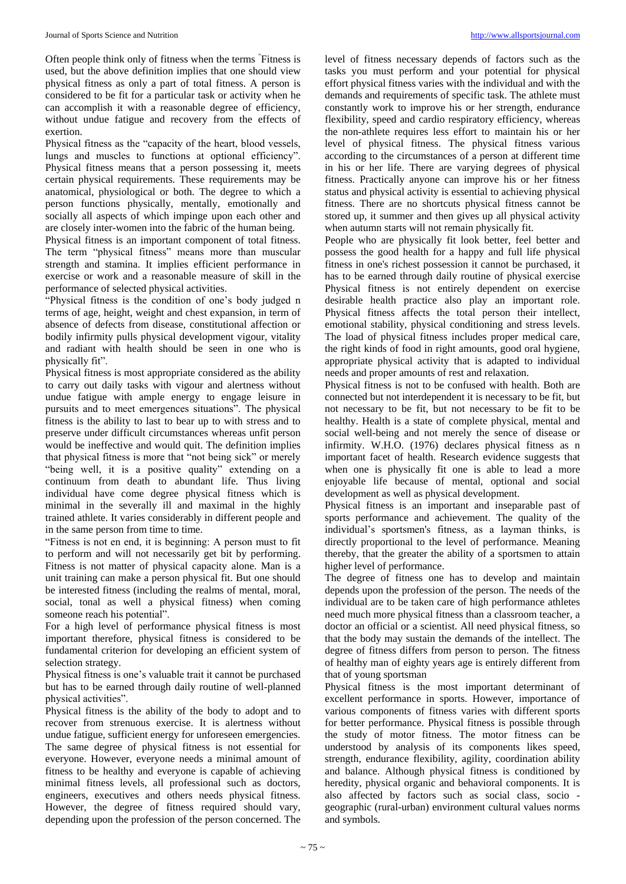Often people think only of fitness when the terms "Fitness is used, but the above definition implies that one should view physical fitness as only a part of total fitness. A person is considered to be fit for a particular task or activity when he can accomplish it with a reasonable degree of efficiency, without undue fatigue and recovery from the effects of exertion.

Physical fitness as the "capacity of the heart, blood vessels, lungs and muscles to functions at optional efficiency". Physical fitness means that a person possessing it, meets certain physical requirements. These requirements may be anatomical, physiological or both. The degree to which a person functions physically, mentally, emotionally and socially all aspects of which impinge upon each other and are closely inter-women into the fabric of the human being.

Physical fitness is an important component of total fitness. The term "physical fitness" means more than muscular strength and stamina. It implies efficient performance in exercise or work and a reasonable measure of skill in the performance of selected physical activities.

"Physical fitness is the condition of one's body judged n terms of age, height, weight and chest expansion, in term of absence of defects from disease, constitutional affection or bodily infirmity pulls physical development vigour, vitality and radiant with health should be seen in one who is physically fit".

Physical fitness is most appropriate considered as the ability to carry out daily tasks with vigour and alertness without undue fatigue with ample energy to engage leisure in pursuits and to meet emergences situations". The physical fitness is the ability to last to bear up to with stress and to preserve under difficult circumstances whereas unfit person would be ineffective and would quit. The definition implies that physical fitness is more that "not being sick" or merely "being well, it is a positive quality" extending on a continuum from death to abundant life. Thus living individual have come degree physical fitness which is minimal in the severally ill and maximal in the highly trained athlete. It varies considerably in different people and in the same person from time to time.

"Fitness is not en end, it is beginning: A person must to fit to perform and will not necessarily get bit by performing. Fitness is not matter of physical capacity alone. Man is a unit training can make a person physical fit. But one should be interested fitness (including the realms of mental, moral, social, tonal as well a physical fitness) when coming someone reach his potential".

For a high level of performance physical fitness is most important therefore, physical fitness is considered to be fundamental criterion for developing an efficient system of selection strategy.

Physical fitness is one's valuable trait it cannot be purchased but has to be earned through daily routine of well-planned physical activities".

Physical fitness is the ability of the body to adopt and to recover from strenuous exercise. It is alertness without undue fatigue, sufficient energy for unforeseen emergencies. The same degree of physical fitness is not essential for everyone. However, everyone needs a minimal amount of fitness to be healthy and everyone is capable of achieving minimal fitness levels, all professional such as doctors, engineers, executives and others needs physical fitness. However, the degree of fitness required should vary, depending upon the profession of the person concerned. The level of fitness necessary depends of factors such as the tasks you must perform and your potential for physical effort physical fitness varies with the individual and with the demands and requirements of specific task. The athlete must constantly work to improve his or her strength, endurance flexibility, speed and cardio respiratory efficiency, whereas the non-athlete requires less effort to maintain his or her level of physical fitness. The physical fitness various according to the circumstances of a person at different time in his or her life. There are varying degrees of physical fitness. Practically anyone can improve his or her fitness status and physical activity is essential to achieving physical fitness. There are no shortcuts physical fitness cannot be stored up, it summer and then gives up all physical activity when autumn starts will not remain physically fit.

People who are physically fit look better, feel better and possess the good health for a happy and full life physical fitness in one's richest possession it cannot be purchased, it has to be earned through daily routine of physical exercise Physical fitness is not entirely dependent on exercise desirable health practice also play an important role. Physical fitness affects the total person their intellect, emotional stability, physical conditioning and stress levels. The load of physical fitness includes proper medical care, the right kinds of food in right amounts, good oral hygiene, appropriate physical activity that is adapted to individual needs and proper amounts of rest and relaxation.

Physical fitness is not to be confused with health. Both are connected but not interdependent it is necessary to be fit, but not necessary to be fit, but not necessary to be fit to be healthy. Health is a state of complete physical, mental and social well-being and not merely the sence of disease or infirmity. W.H.O. (1976) declares physical fitness as n important facet of health. Research evidence suggests that when one is physically fit one is able to lead a more enjoyable life because of mental, optional and social development as well as physical development.

Physical fitness is an important and inseparable past of sports performance and achievement. The quality of the individual's sportsmen's fitness, as a layman thinks, is directly proportional to the level of performance. Meaning thereby, that the greater the ability of a sportsmen to attain higher level of performance.

The degree of fitness one has to develop and maintain depends upon the profession of the person. The needs of the individual are to be taken care of high performance athletes need much more physical fitness than a classroom teacher, a doctor an official or a scientist. All need physical fitness, so that the body may sustain the demands of the intellect. The degree of fitness differs from person to person. The fitness of healthy man of eighty years age is entirely different from that of young sportsman

Physical fitness is the most important determinant of excellent performance in sports. However, importance of various components of fitness varies with different sports for better performance. Physical fitness is possible through the study of motor fitness. The motor fitness can be understood by analysis of its components likes speed, strength, endurance flexibility, agility, coordination ability and balance. Although physical fitness is conditioned by heredity, physical organic and behavioral components. It is also affected by factors such as social class, socio - geographic (rural-urban) environment cultural values norms and symbols.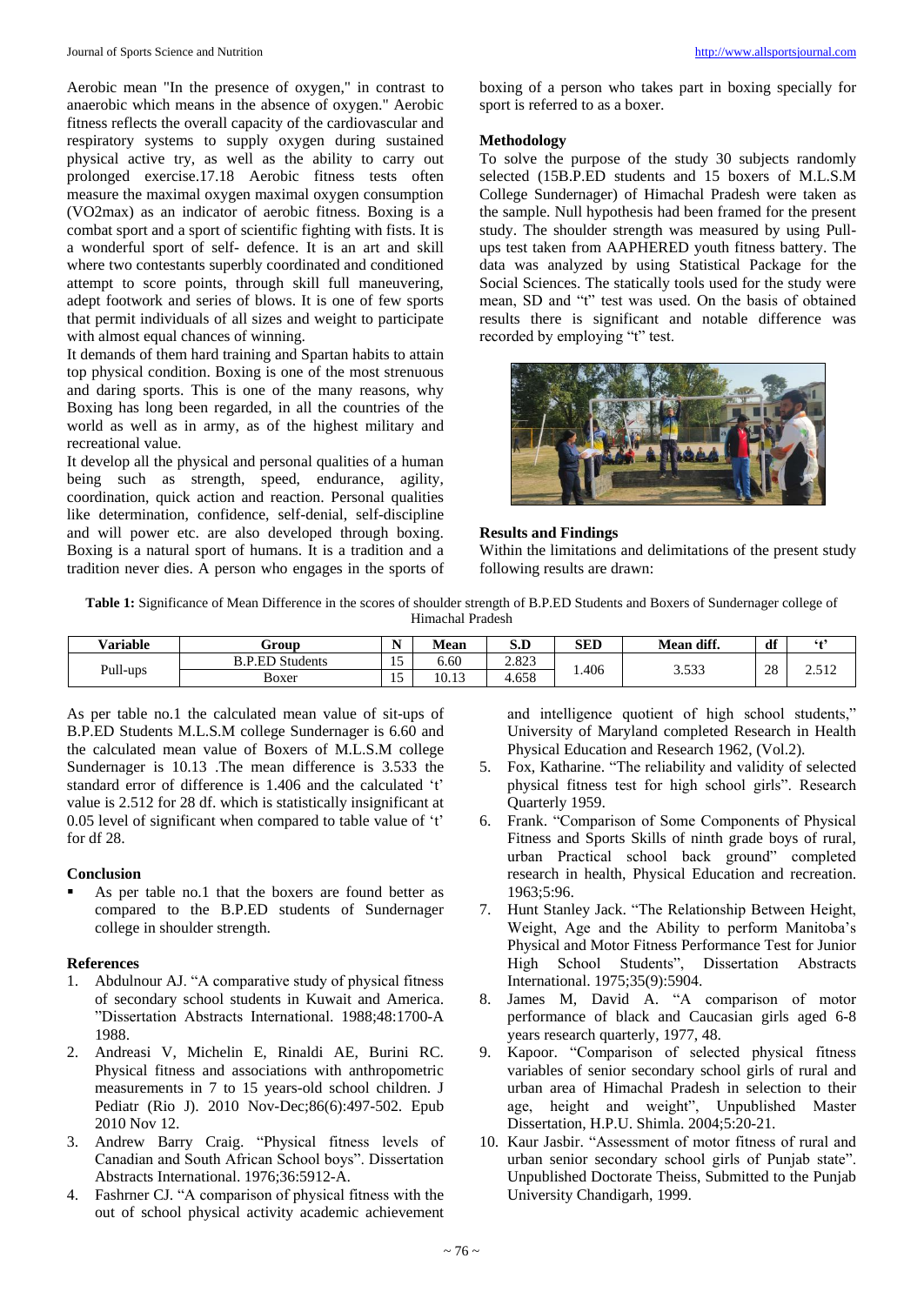Aerobic mean "In the presence of oxygen," in contrast to anaerobic which means in the absence of oxygen." Aerobic fitness reflects the overall capacity of the cardiovascular and respiratory systems to supply oxygen during sustained physical active try, as well as the ability to carry out prolonged exercise.17.18 Aerobic fitness tests often measure the maximal oxygen maximal oxygen consumption (VO2max) as an indicator of aerobic fitness. Boxing is a combat sport and a sport of scientific fighting with fists. It is a wonderful sport of self- defence. It is an art and skill where two contestants superbly coordinated and conditioned attempt to score points, through skill full maneuvering, adept footwork and series of blows. It is one of few sports that permit individuals of all sizes and weight to participate with almost equal chances of winning.

It demands of them hard training and Spartan habits to attain top physical condition. Boxing is one of the most strenuous and daring sports. This is one of the many reasons, why Boxing has long been regarded, in all the countries of the world as well as in army, as of the highest military and recreational value.

It develop all the physical and personal qualities of a human being such as strength, speed, endurance, agility, coordination, quick action and reaction. Personal qualities like determination, confidence, self-denial, self-discipline and will power etc. are also developed through boxing. Boxing is a natural sport of humans. It is a tradition and a tradition never dies. A person who engages in the sports of boxing of a person who takes part in boxing specially for sport is referred to as a boxer.

## Methodology

To solve the purpose of the study 30 subjects randomly selected (15B.P.ED students and 15 boxers of M.L.S.M College Sundernager) of Himachal Pradesh were taken as the sample. Null hypothesis had been framed for the present study. The shoulder strength was measured by using Pull-ups test taken from AAPHERED youth fitness battery. The data was analyzed by using Statistical Package for the Social Sciences. The statically tools used for the study were mean, SD and "t" test was used. On the basis of obtained results there is significant and notable difference was recorded by employing "t" test.

## Results and Findings

Within the limitations and delimitations of the present study following results are drawn:

**Table 1:** Significance of Mean Difference in the scores of shoulder strength of B.P.ED Students and Boxers of Sundernager college of Himachal Pradesh

| Variable | Group | N | Mean | S.D | SED | Mean diff. | df | 't' |
|---|---|---|---|---|---|---|---|---|
| Pull-ups | B.P.ED Students | 15 | 6.60 | 2.823 | 1.406 | 3.533 | 28 | 2.512 |
| | Boxer | 15 | 10.13 | 4.658 | | | | |

As per table no.1 the calculated mean value of sit-ups of B.P.ED Students M.L.S.M college Sundernager is 6.60 and the calculated mean value of Boxers of M.L.S.M college Sundernager is 10.13 .The mean difference is 3.533 the standard error of difference is 1.406 and the calculated 't' value is 2.512 for 28 df. which is statistically insignificant at 0.05 level of significant when compared to table value of 't' for df 28.

## Conclusion

- As per table no.1 that the boxers are found better as compared to the B.P.ED students of Sundernager college in shoulder strength.

## References

1. Abdulnour AJ. "A comparative study of physical fitness of secondary school students in Kuwait and America. "Dissertation Abstracts International. 1988;48:1700-A 1988.
2. Andreasi V, Michelin E, Rinaldi AE, Burini RC. Physical fitness and associations with anthropometric measurements in 7 to 15 years-old school children. J Pediatr (Rio J). 2010 Nov-Dec;86(6):497-502. Epub 2010 Nov 12.
3. Andrew Barry Craig. "Physical fitness levels of Canadian and South African School boys". Dissertation Abstracts International. 1976;36:5912-A.
4. Fashrner CJ. "A comparison of physical fitness with the out of school physical activity academic achievement and intelligence quotient of high school students," University of Maryland completed Research in Health Physical Education and Research 1962, (Vol.2).
5. Fox, Katharine. "The reliability and validity of selected physical fitness test for high school girls". Research Quarterly 1959.
6. Frank. "Comparison of Some Components of Physical Fitness and Sports Skills of ninth grade boys of rural, urban Practical school back ground" completed research in health, Physical Education and recreation. 1963;5:96.
7. Hunt Stanley Jack. "The Relationship Between Height, Weight, Age and the Ability to perform Manitoba's Physical and Motor Fitness Performance Test for Junior High School Students", Dissertation Abstracts International. 1975;35(9):5904.
8. James M, David A. "A comparison of motor performance of black and Caucasian girls aged 6-8 years research quarterly, 1977, 48.
9. Kapoor. "Comparison of selected physical fitness variables of senior secondary school girls of rural and urban area of Himachal Pradesh in selection to their age, height and weight", Unpublished Master Dissertation, H.P.U. Shimla. 2004;5:20-21.
10. Kaur Jasbir. "Assessment of motor fitness of rural and urban senior secondary school girls of Punjab state". Unpublished Doctorate Theiss, Submitted to the Punjab University Chandigarh, 1999.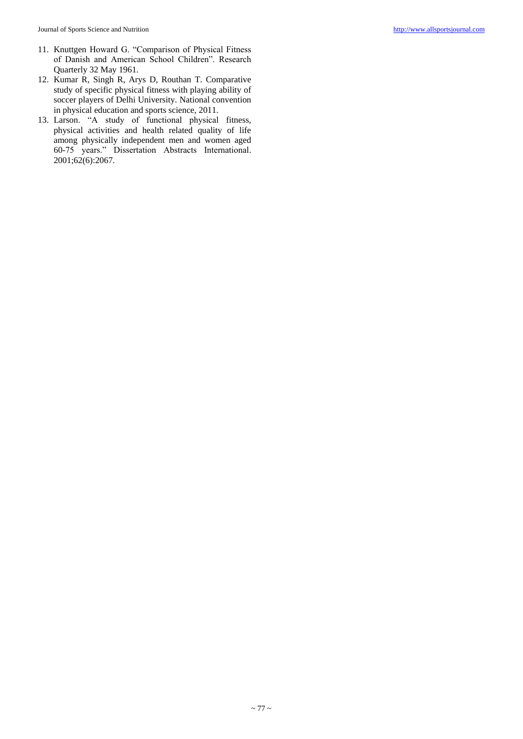11. Knuttgen Howard G. "Comparison of Physical Fitness of Danish and American School Children". Research Quarterly 32 May 1961.
12. Kumar R, Singh R, Arys D, Routhan T. Comparative study of specific physical fitness with playing ability of soccer players of Delhi University. National convention in physical education and sports science, 2011.
13. Larson. "A study of functional physical fitness, physical activities and health related quality of life among physically independent men and women aged 60-75 years." Dissertation Abstracts International. 2001;62(6):2067.